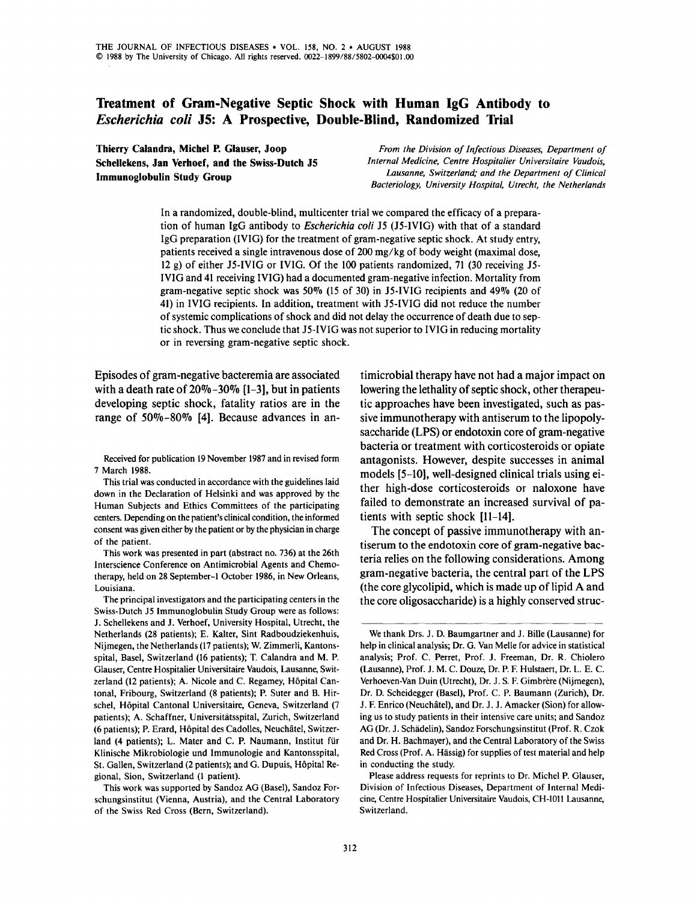# Treatment of Gram-Negative Septic Shock with Human IgG Antibody to *Escherichia coli* J5: A Prospective, Double-Blind, Randomized Trial

**Thierry Calandra, Michel P. Glauser, Joop Schellekens, Jan Verhoef, and the Swiss-Dutch J5 Immunoglobulin Study Group**

*From the Division of Infectious Diseases, Department of Internal Medicine, Centre Hospitalier Universitaire Vaudois, Lausanne, Switzerland; and the Department of Clinical Bacteriology, University Hospital, Utrecht, the Netherlands*

In a randomized, double-blind, multicenter trial we compared the efficacy of a preparation of human IgG antibody to *Escherichia coli* J5 (J5-IVIG) with that of a standard IgG preparation (IVIG) for the treatment of gram-negative septic shock. At study entry, patients received a single intravenous dose of 200 mg/kg of body weight (maximal dose, 12 g) of either J5-IVIG or IVIG. Of the 100 patients randomized, 71 (30 receiving J5-IVIG and 41 receiving IVIG) had a documented gram-negative infection. Mortality from gram-negative septic shock was 50% (15 of 30) in J5-IVIG recipients and 49% (20 of 41) in IVIG recipients. In addition, treatment with J5-IVIG did not reduce the number of systemic complications of shock and did not delay the occurrence of death due to septic shock. Thus we conclude that J5-IVIG was not superior to IVIG in reducing mortality or in reversing gram-negative septic shock.

Episodes of gram-negative bacteremia are associated with a death rate of 20%–30% [1–3], but in patients developing septic shock, fatality ratios are in the range of 50%–80% [4]. Because advances in antimicrobial therapy have not had a major impact on lowering the lethality of septic shock, other therapeutic approaches have been investigated, such as passive immunotherapy with antiserum to the lipopolysaccharide (LPS) or endotoxin core of gram-negative bacteria or treatment with corticosteroids or opiate antagonists. However, despite successes in animal models [5–10], well-designed clinical trials using either high-dose corticosteroids or naloxone have failed to demonstrate an increased survival of patients with septic shock [11–14].

The concept of passive immunotherapy with antiserum to the endotoxin core of gram-negative bacteria relies on the following considerations. Among gram-negative bacteria, the central part of the LPS (the core glycolipid, which is made up of lipid A and the core oligosaccharide) is a highly conserved struc-

---

Received for publication 19 November 1987 and in revised form 7 March 1988.

This trial was conducted in accordance with the guidelines laid down in the Declaration of Helsinki and was approved by the Human Subjects and Ethics Committees of the participating centers. Depending on the patient's clinical condition, the informed consent was given either by the patient or by the physician in charge of the patient.

This work was presented in part (abstract no. 736) at the 26th Interscience Conference on Antimicrobial Agents and Chemotherapy, held on 28 September–1 October 1986, in New Orleans, Louisiana.

The principal investigators and the participating centers in the Swiss-Dutch J5 Immunoglobulin Study Group were as follows: J. Schellekens and J. Verhoef, University Hospital, Utrecht, the Netherlands (28 patients); E. Kalter, Sint Radboudziekenhuis, Nijmegen, the Netherlands (17 patients); W. Zimmerli, Kantonsspital, Basel, Switzerland (16 patients); T. Calandra and M. P. Glauser, Centre Hospitalier Universitaire Vaudois, Lausanne, Switzerland (12 patients); A. Nicole and C. Regamey, Hôpital Cantonal, Fribourg, Switzerland (8 patients); P. Suter and B. Hirschel, Hôpital Cantonal Universitaire, Geneva, Switzerland (7 patients); A. Schaffner, Universitätsspital, Zurich, Switzerland (6 patients); P. Erard, Hôpital des Cadolles, Neuchâtel, Switzerland (4 patients); L. Mater and C. P. Naumann, Institut für Klinische Mikrobiologie und Immunologie and Kantonsspital, St. Gallen, Switzerland (2 patients); and G. Dupuis, Hôpital Regional, Sion, Switzerland (1 patient).

This work was supported by Sandoz AG (Basel), Sandoz Forschungsinstitut (Vienna, Austria), and the Central Laboratory of the Swiss Red Cross (Bern, Switzerland).

We thank Drs. J. D. Baumgartner and J. Bille (Lausanne) for help in clinical analysis; Dr. G. Van Melle for advice in statistical analysis; Prof. C. Perret, Prof. J. Freeman, Dr. R. Chiolero (Lausanne), Prof. J. M. C. Douze, Dr. P. F. Hulstaert, Dr. L. E. C. Verhoeven-Van Duin (Utrecht), Dr. J. S. F. Gimbrère (Nijmegen), Dr. D. Scheidegger (Basel), Prof. C. P. Baumann (Zurich), Dr. J. F. Enrico (Neuchâtel), and Dr. J. J. Amacker (Sion) for allowing us to study patients in their intensive care units; and Sandoz AG (Dr. J. Schädelin), Sandoz Forschungsinstitut (Prof. R. Czok and Dr. H. Bachmayer), and the Central Laboratory of the Swiss Red Cross (Prof. A. Hässig) for supplies of test material and help in conducting the study.

Please address requests for reprints to Dr. Michel P. Glauser, Division of Infectious Diseases, Department of Internal Medicine, Centre Hospitalier Universitaire Vaudois, CH-1011 Lausanne, Switzerland.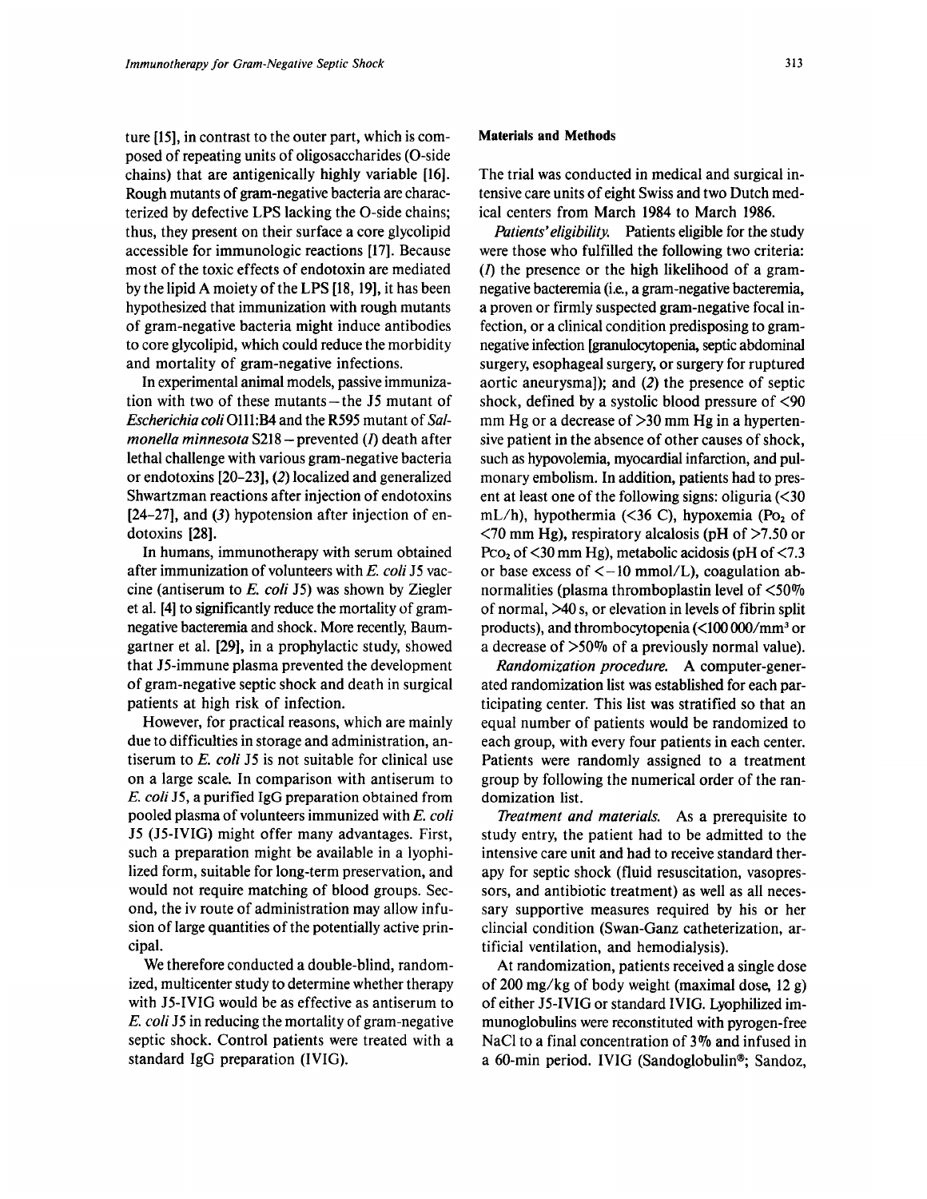ture [15], in contrast to the outer part, which is composed of repeating units of oligosaccharides (O-side chains) that are antigenically highly variable [16]. Rough mutants of gram-negative bacteria are characterized by defective LPS lacking the O-side chains; thus, they present on their surface a core glycolipid accessible for immunologic reactions [17]. Because most of the toxic effects of endotoxin are mediated by the lipid A moiety of the LPS [18, 19], it has been hypothesized that immunization with rough mutants of gram-negative bacteria might induce antibodies to core glycolipid, which could reduce the morbidity and mortality of gram-negative infections.

In experimental animal models, passive immunization with two of these mutants—the J5 mutant of *Escherichia coli* O111:B4 and the R595 mutant of *Salmonella minnesota* S218—prevented (*1*) death after lethal challenge with various gram-negative bacteria or endotoxins [20–23], (*2*) localized and generalized Shwartzman reactions after injection of endotoxins [24–27], and (*3*) hypotension after injection of endotoxins [28].

In humans, immunotherapy with serum obtained after immunization of volunteers with *E. coli* J5 vaccine (antiserum to *E. coli* J5) was shown by Ziegler et al. [4] to significantly reduce the mortality of gram-negative bacteremia and shock. More recently, Baumgartner et al. [29], in a prophylactic study, showed that J5-immune plasma prevented the development of gram-negative septic shock and death in surgical patients at high risk of infection.

However, for practical reasons, which are mainly due to difficulties in storage and administration, antiserum to *E. coli* J5 is not suitable for clinical use on a large scale. In comparison with antiserum to *E. coli* J5, a purified IgG preparation obtained from pooled plasma of volunteers immunized with *E. coli* J5 (J5-IVIG) might offer many advantages. First, such a preparation might be available in a lyophilized form, suitable for long-term preservation, and would not require matching of blood groups. Second, the iv route of administration may allow infusion of large quantities of the potentially active principal.

We therefore conducted a double-blind, randomized, multicenter study to determine whether therapy with J5-IVIG would be as effective as antiserum to *E. coli* J5 in reducing the mortality of gram-negative septic shock. Control patients were treated with a standard IgG preparation (IVIG).

## Materials and Methods

The trial was conducted in medical and surgical intensive care units of eight Swiss and two Dutch medical centers from March 1984 to March 1986.

*Patients' eligibility.* Patients eligible for the study were those who fulfilled the following two criteria: (*1*) the presence or the high likelihood of a gram-negative bacteremia (i.e., a gram-negative bacteremia, a proven or firmly suspected gram-negative focal infection, or a clinical condition predisposing to gram-negative infection [granulocytopenia, septic abdominal surgery, esophageal surgery, or surgery for ruptured aortic aneurysma]); and (*2*) the presence of septic shock, defined by a systolic blood pressure of <90 mm Hg or a decrease of >30 mm Hg in a hypertensive patient in the absence of other causes of shock, such as hypovolemia, myocardial infarction, and pulmonary embolism. In addition, patients had to present at least one of the following signs: oliguria (<30 mL/h), hypothermia (<36 C), hypoxemia ($Po_2$ of <70 mm Hg), respiratory alcalosis (pH of >7.50 or $Pco_2$ of <30 mm Hg), metabolic acidosis (pH of <7.3 or base excess of <−10 mmol/L), coagulation abnormalities (plasma thromboplastin level of <50% of normal, >40 s, or elevation in levels of fibrin split products), and thrombocytopenia (<100 000/$mm^3$ or a decrease of >50% of a previously normal value).

*Randomization procedure.* A computer-generated randomization list was established for each participating center. This list was stratified so that an equal number of patients would be randomized to each group, with every four patients in each center. Patients were randomly assigned to a treatment group by following the numerical order of the randomization list.

*Treatment and materials.* As a prerequisite to study entry, the patient had to be admitted to the intensive care unit and had to receive standard therapy for septic shock (fluid resuscitation, vasopressors, and antibiotic treatment) as well as all necessary supportive measures required by his or her clincial condition (Swan-Ganz catheterization, artificial ventilation, and hemodialysis).

At randomization, patients received a single dose of 200 mg/kg of body weight (maximal dose, 12 g) of either J5-IVIG or standard IVIG. Lyophilized immunoglobulins were reconstituted with pyrogen-free NaCl to a final concentration of 3% and infused in a 60-min period. IVIG (Sandoglobulin®; Sandoz,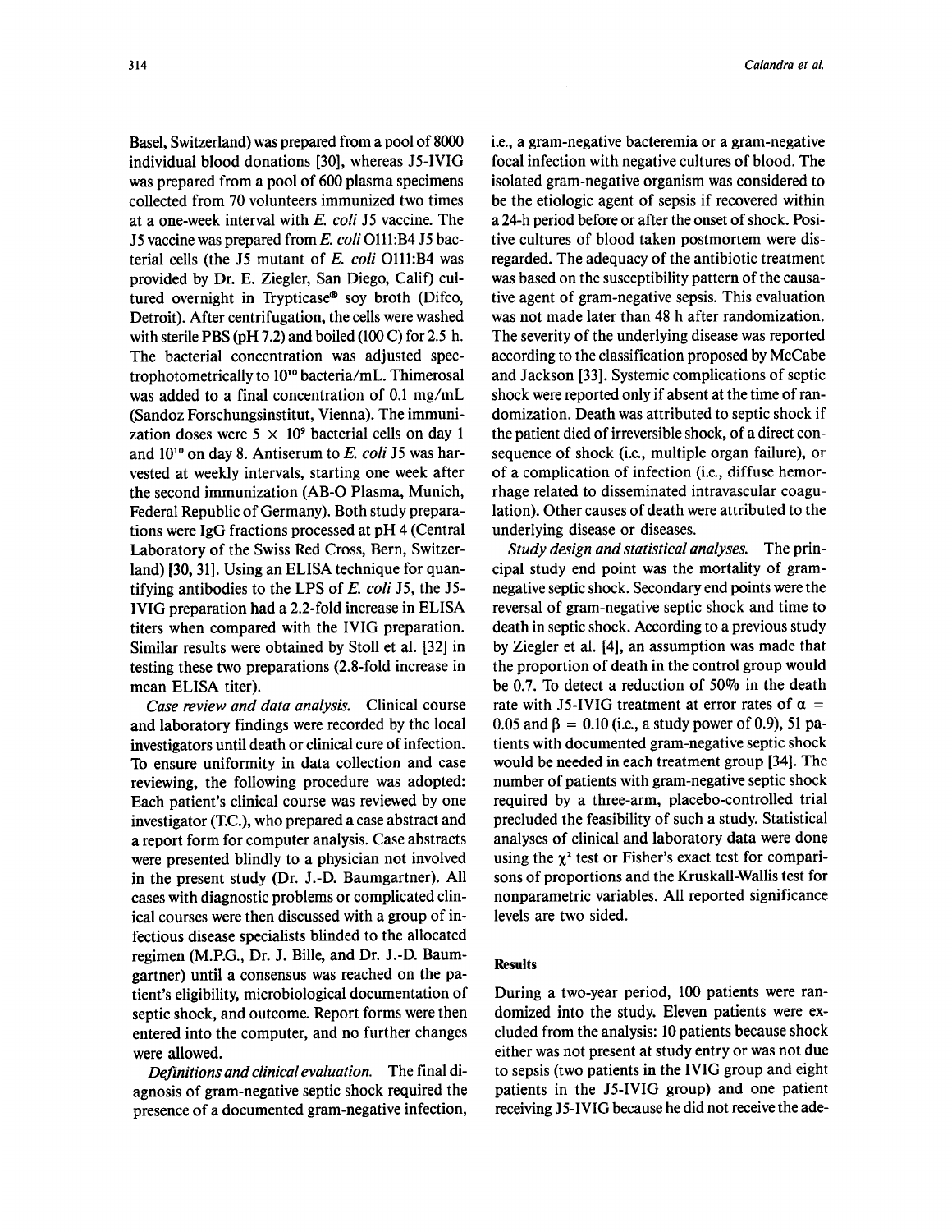Basel, Switzerland) was prepared from a pool of 8000 individual blood donations [30], whereas J5-IVIG was prepared from a pool of 600 plasma specimens collected from 70 volunteers immunized two times at a one-week interval with *E. coli* J5 vaccine. The J5 vaccine was prepared from *E. coli* O111:B4 J5 bacterial cells (the J5 mutant of *E. coli* O111:B4 was provided by Dr. E. Ziegler, San Diego, Calif) cultured overnight in Trypticase® soy broth (Difco, Detroit). After centrifugation, the cells were washed with sterile PBS (pH 7.2) and boiled (100 C) for 2.5 h. The bacterial concentration was adjusted spectrophotometrically to $10^{10}$ bacteria/mL. Thimerosal was added to a final concentration of 0.1 mg/mL (Sandoz Forschungsinstitut, Vienna). The immunization doses were $5 \times 10^9$ bacterial cells on day 1 and $10^{10}$ on day 8. Antiserum to *E. coli* J5 was harvested at weekly intervals, starting one week after the second immunization (AB-O Plasma, Munich, Federal Republic of Germany). Both study preparations were IgG fractions processed at pH 4 (Central Laboratory of the Swiss Red Cross, Bern, Switzerland) [30, 31]. Using an ELISA technique for quantifying antibodies to the LPS of *E. coli* J5, the J5-IVIG preparation had a 2.2-fold increase in ELISA titers when compared with the IVIG preparation. Similar results were obtained by Stoll et al. [32] in testing these two preparations (2.8-fold increase in mean ELISA titer).

*Case review and data analysis.* Clinical course and laboratory findings were recorded by the local investigators until death or clinical cure of infection. To ensure uniformity in data collection and case reviewing, the following procedure was adopted: Each patient's clinical course was reviewed by one investigator (T.C.), who prepared a case abstract and a report form for computer analysis. Case abstracts were presented blindly to a physician not involved in the present study (Dr. J.-D. Baumgartner). All cases with diagnostic problems or complicated clinical courses were then discussed with a group of infectious disease specialists blinded to the allocated regimen (M.P.G., Dr. J. Bille, and Dr. J.-D. Baumgartner) until a consensus was reached on the patient's eligibility, microbiological documentation of septic shock, and outcome. Report forms were then entered into the computer, and no further changes were allowed.

*Definitions and clinical evaluation.* The final diagnosis of gram-negative septic shock required the presence of a documented gram-negative infection, i.e., a gram-negative bacteremia or a gram-negative focal infection with negative cultures of blood. The isolated gram-negative organism was considered to be the etiologic agent of sepsis if recovered within a 24-h period before or after the onset of shock. Positive cultures of blood taken postmortem were disregarded. The adequacy of the antibiotic treatment was based on the susceptibility pattern of the causative agent of gram-negative sepsis. This evaluation was not made later than 48 h after randomization. The severity of the underlying disease was reported according to the classification proposed by McCabe and Jackson [33]. Systemic complications of septic shock were reported only if absent at the time of randomization. Death was attributed to septic shock if the patient died of irreversible shock, of a direct consequence of shock (i.e., multiple organ failure), or of a complication of infection (i.e., diffuse hemorrhage related to disseminated intravascular coagulation). Other causes of death were attributed to the underlying disease or diseases.

*Study design and statistical analyses.* The principal study end point was the mortality of gram-negative septic shock. Secondary end points were the reversal of gram-negative septic shock and time to death in septic shock. According to a previous study by Ziegler et al. [4], an assumption was made that the proportion of death in the control group would be 0.7. To detect a reduction of 50% in the death rate with J5-IVIG treatment at error rates of $\alpha = 0.05$ and $\beta = 0.10$ (i.e., a study power of 0.9), 51 patients with documented gram-negative septic shock would be needed in each treatment group [34]. The number of patients with gram-negative septic shock required by a three-arm, placebo-controlled trial precluded the feasibility of such a study. Statistical analyses of clinical and laboratory data were done using the $\chi^2$ test or Fisher's exact test for comparisons of proportions and the Kruskall-Wallis test for nonparametric variables. All reported significance levels are two sided.

## Results

During a two-year period, 100 patients were randomized into the study. Eleven patients were excluded from the analysis: 10 patients because shock either was not present at study entry or was not due to sepsis (two patients in the IVIG group and eight patients in the J5-IVIG group) and one patient receiving J5-IVIG because he did not receive the ade-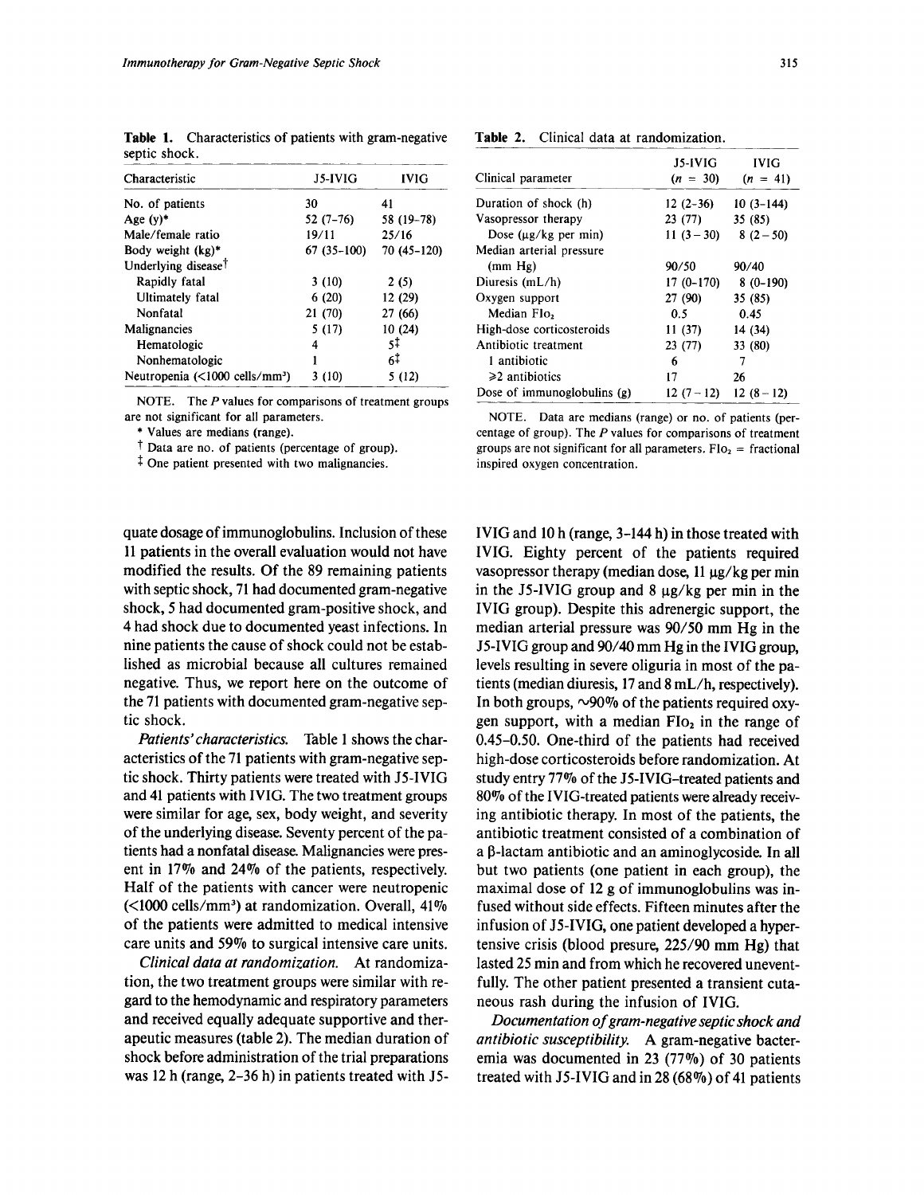**Table 1.** Characteristics of patients with gram-negative septic shock.

| Characteristic | J5-IVIG | IVIG |
|---|---|---|
| No. of patients | 30 | 41 |
| Age (y)* | 52 (7–76) | 58 (19–78) |
| Male/female ratio | 19/11 | 25/16 |
| Body weight (kg)* | 67 (35–100) | 70 (45–120) |
| Underlying disease† | | |
| Rapidly fatal | 3 (10) | 2 (5) |
| Ultimately fatal | 6 (20) | 12 (29) |
| Nonfatal | 21 (70) | 27 (66) |
| Malignancies | 5 (17) | 10 (24) |
| Hematologic | 4 | 5‡ |
| Nonhematologic | 1 | 6‡ |
| Neutropenia (<1000 cells/mm³) | 3 (10) | 5 (12) |

NOTE. The *P* values for comparisons of treatment groups are not significant for all parameters.

\* Values are medians (range).

† Data are no. of patients (percentage of group).

‡ One patient presented with two malignancies.

**Table 2.** Clinical data at randomization.

| Clinical parameter | J5-IVIG ($n$ = 30) | IVIG ($n$ = 41) |
|---|---|---|
| Duration of shock (h) | 12 (2–36) | 10 (3–144) |
| Vasopressor therapy | 23 (77) | 35 (85) |
| Dose (μg/kg per min) | 11 (3–30) | 8 (2–50) |
| Median arterial pressure (mm Hg) | 90/50 | 90/40 |
| Diuresis (mL/h) | 17 (0–170) | 8 (0–190) |
| Oxygen support | 27 (90) | 35 (85) |
| Median $FIO_2$ | 0.5 | 0.45 |
| High-dose corticosteroids | 11 (37) | 14 (34) |
| Antibiotic treatment | 23 (77) | 33 (80) |
| 1 antibiotic | 6 | 7 |
| ≥2 antibiotics | 17 | 26 |
| Dose of immunoglobulins (g) | 12 (7–12) | 12 (8–12) |

NOTE. Data are medians (range) or no. of patients (percentage of group). The *P* values for comparisons of treatment groups are not significant for all parameters. $FIO_2$ = fractional inspired oxygen concentration.

quate dosage of immunoglobulins. Inclusion of these 11 patients in the overall evaluation would not have modified the results. Of the 89 remaining patients with septic shock, 71 had documented gram-negative shock, 5 had documented gram-positive shock, and 4 had shock due to documented yeast infections. In nine patients the cause of shock could not be established as microbial because all cultures remained negative. Thus, we report here on the outcome of the 71 patients with documented gram-negative septic shock.

*Patients' characteristics.* Table 1 shows the characteristics of the 71 patients with gram-negative septic shock. Thirty patients were treated with J5-IVIG and 41 patients with IVIG. The two treatment groups were similar for age, sex, body weight, and severity of the underlying disease. Seventy percent of the patients had a nonfatal disease. Malignancies were present in 17% and 24% of the patients, respectively. Half of the patients with cancer were neutropenic (<1000 cells/mm³) at randomization. Overall, 41% of the patients were admitted to medical intensive care units and 59% to surgical intensive care units.

*Clinical data at randomization.* At randomization, the two treatment groups were similar with regard to the hemodynamic and respiratory parameters and received equally adequate supportive and therapeutic measures (table 2). The median duration of shock before administration of the trial preparations was 12 h (range, 2–36 h) in patients treated with J5-IVIG and 10 h (range, 3–144 h) in those treated with IVIG. Eighty percent of the patients required vasopressor therapy (median dose, 11 μg/kg per min in the J5-IVIG group and 8 μg/kg per min in the IVIG group). Despite this adrenergic support, the median arterial pressure was 90/50 mm Hg in the J5-IVIG group and 90/40 mm Hg in the IVIG group, levels resulting in severe oliguria in most of the patients (median diuresis, 17 and 8 mL/h, respectively). In both groups, ~90% of the patients required oxygen support, with a median $FIO_2$ in the range of 0.45–0.50. One-third of the patients had received high-dose corticosteroids before randomization. At study entry 77% of the J5-IVIG-treated patients and 80% of the IVIG-treated patients were already receiving antibiotic therapy. In most of the patients, the antibiotic treatment consisted of a combination of a β-lactam antibiotic and an aminoglycoside. In all but two patients (one patient in each group), the maximal dose of 12 g of immunoglobulins was infused without side effects. Fifteen minutes after the infusion of J5-IVIG, one patient developed a hypertensive crisis (blood presure, 225/90 mm Hg) that lasted 25 min and from which he recovered uneventfully. The other patient presented a transient cutaneous rash during the infusion of IVIG.

*Documentation of gram-negative septic shock and antibiotic susceptibility.* A gram-negative bacteremia was documented in 23 (77%) of 30 patients treated with J5-IVIG and in 28 (68%) of 41 patients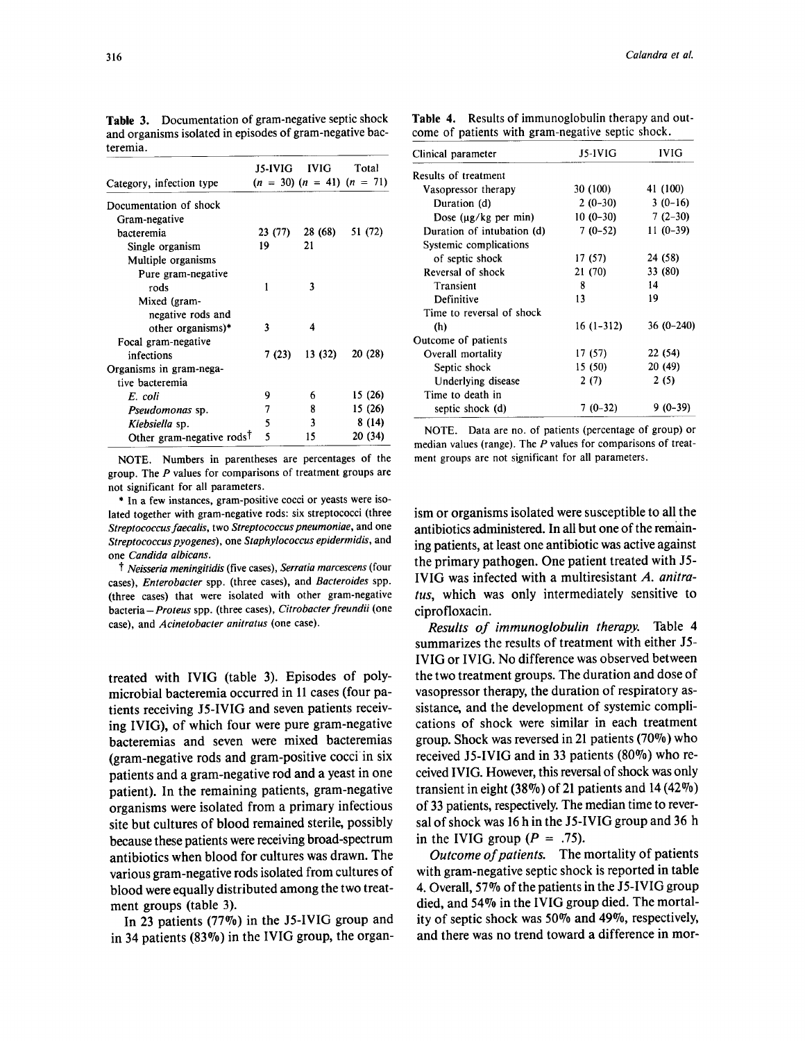**Table 3.** Documentation of gram-negative septic shock and organisms isolated in episodes of gram-negative bacteremia.

| Category, infection type | J5-IVIG (n = 30) | IVIG (n = 41) | Total (n = 71) |
|---|---|---|---|
| Documentation of shock | | | |
| Gram-negative bacteremia | 23 (77) | 28 (68) | 51 (72) |
| Single organism | 19 | 21 | |
| Multiple organisms | | | |
| Pure gram-negative rods | 1 | 3 | |
| Mixed (gram-negative rods and other organisms)* | 3 | 4 | |
| Focal gram-negative infections | 7 (23) | 13 (32) | 20 (28) |
| Organisms in gram-negative bacteremia | | | |
| *E. coli* | 9 | 6 | 15 (26) |
| *Pseudomonas* sp. | 7 | 8 | 15 (26) |
| *Klebsiella* sp. | 5 | 3 | 8 (14) |
| Other gram-negative rods† | 5 | 15 | 20 (34) |

NOTE. Numbers in parentheses are percentages of the group. The *P* values for comparisons of treatment groups are not significant for all parameters.

\* In a few instances, gram-positive cocci or yeasts were isolated together with gram-negative rods: six streptococci (three *Streptococcus faecalis*, two *Streptococcus pneumoniae*, and one *Streptococcus pyogenes*), one *Staphylococcus epidermidis*, and one *Candida albicans*.

† *Neisseria meningitidis* (five cases), *Serratia marcescens* (four cases), *Enterobacter* spp. (three cases), and *Bacteroides* spp. (three cases) that were isolated with other gram-negative bacteria—*Proteus* spp. (three cases), *Citrobacter freundii* (one case), and *Acinetobacter anitratus* (one case).

treated with IVIG (table 3). Episodes of polymicrobial bacteremia occurred in 11 cases (four patients receiving J5-IVIG and seven patients receiving IVIG), of which four were pure gram-negative bacteremias and seven were mixed bacteremias (gram-negative rods and gram-positive cocci in six patients and a gram-negative rod and a yeast in one patient). In the remaining patients, gram-negative organisms were isolated from a primary infectious site but cultures of blood remained sterile, possibly because these patients were receiving broad-spectrum antibiotics when blood for cultures was drawn. The various gram-negative rods isolated from cultures of blood were equally distributed among the two treatment groups (table 3).

In 23 patients (77%) in the J5-IVIG group and in 34 patients (83%) in the IVIG group, the organism or organisms isolated were susceptible to all the antibiotics administered. In all but one of the remaining patients, at least one antibiotic was active against the primary pathogen. One patient treated with J5-IVIG was infected with a multiresistant *A. anitratus*, which was only intermediately sensitive to ciprofloxacin.

**Table 4.** Results of immunoglobulin therapy and outcome of patients with gram-negative septic shock.

| Clinical parameter | J5-IVIG | IVIG |
|---|---|---|
| Results of treatment | | |
| Vasopressor therapy | 30 (100) | 41 (100) |
| Duration (d) | 2 (0–30) | 3 (0–16) |
| Dose (μg/kg per min) | 10 (0–30) | 7 (2–30) |
| Duration of intubation (d) | 7 (0–52) | 11 (0–39) |
| Systemic complications of septic shock | 17 (57) | 24 (58) |
| Reversal of shock | 21 (70) | 33 (80) |
| Transient | 8 | 14 |
| Definitive | 13 | 19 |
| Time to reversal of shock (h) | 16 (1–312) | 36 (0–240) |
| Outcome of patients | | |
| Overall mortality | 17 (57) | 22 (54) |
| Septic shock | 15 (50) | 20 (49) |
| Underlying disease | 2 (7) | 2 (5) |
| Time to death in septic shock (d) | 7 (0–32) | 9 (0–39) |

NOTE. Data are no. of patients (percentage of group) or median values (range). The *P* values for comparisons of treatment groups are not significant for all parameters.

*Results of immunoglobulin therapy.* Table 4 summarizes the results of treatment with either J5-IVIG or IVIG. No difference was observed between the two treatment groups. The duration and dose of vasopressor therapy, the duration of respiratory assistance, and the development of systemic complications of shock were similar in each treatment group. Shock was reversed in 21 patients (70%) who received J5-IVIG and in 33 patients (80%) who received IVIG. However, this reversal of shock was only transient in eight (38%) of 21 patients and 14 (42%) of 33 patients, respectively. The median time to reversal of shock was 16 h in the J5-IVIG group and 36 h in the IVIG group ($P = .75$).

*Outcome of patients.* The mortality of patients with gram-negative septic shock is reported in table 4. Overall, 57% of the patients in the J5-IVIG group died, and 54% in the IVIG group died. The mortality of septic shock was 50% and 49%, respectively, and there was no trend toward a difference in mor-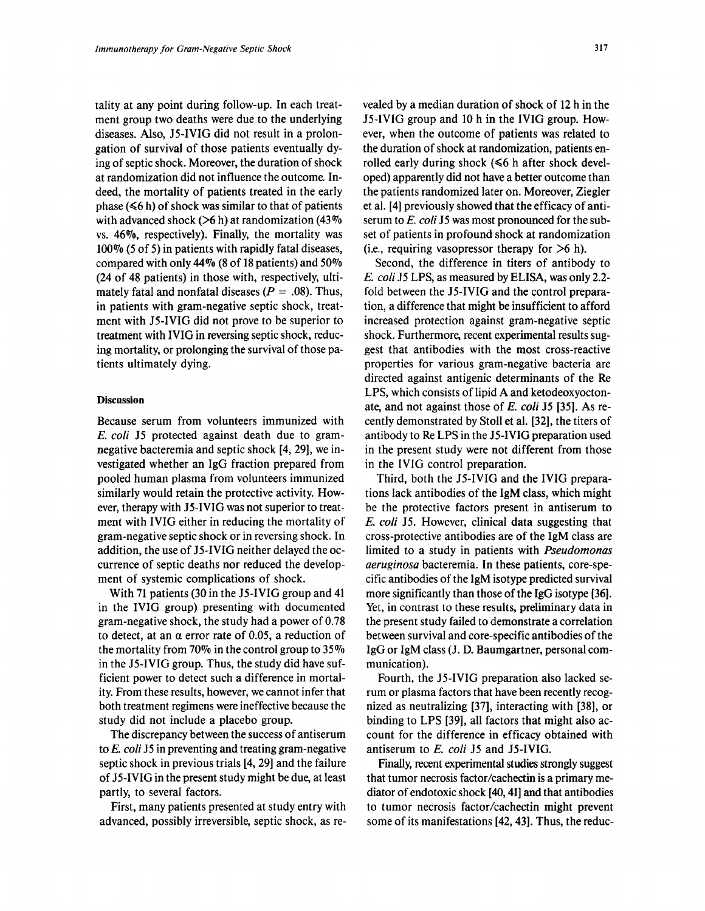tality at any point during follow-up. In each treatment group two deaths were due to the underlying diseases. Also, J5-IVIG did not result in a prolongation of survival of those patients eventually dying of septic shock. Moreover, the duration of shock at randomization did not influence the outcome. Indeed, the mortality of patients treated in the early phase (≤6 h) of shock was similar to that of patients with advanced shock (>6 h) at randomization (43% vs. 46%, respectively). Finally, the mortality was 100% (5 of 5) in patients with rapidly fatal diseases, compared with only 44% (8 of 18 patients) and 50% (24 of 48 patients) in those with, respectively, ultimately fatal and nonfatal diseases ($P = .08$). Thus, in patients with gram-negative septic shock, treatment with J5-IVIG did not prove to be superior to treatment with IVIG in reversing septic shock, reducing mortality, or prolonging the survival of those patients ultimately dying.

## Discussion

Because serum from volunteers immunized with *E. coli* J5 protected against death due to gram-negative bacteremia and septic shock [4, 29], we investigated whether an IgG fraction prepared from pooled human plasma from volunteers immunized similarly would retain the protective activity. However, therapy with J5-IVIG was not superior to treatment with IVIG either in reducing the mortality of gram-negative septic shock or in reversing shock. In addition, the use of J5-IVIG neither delayed the occurrence of septic deaths nor reduced the development of systemic complications of shock.

With 71 patients (30 in the J5-IVIG group and 41 in the IVIG group) presenting with documented gram-negative shock, the study had a power of 0.78 to detect, at an $\alpha$ error rate of 0.05, a reduction of the mortality from 70% in the control group to 35% in the J5-IVIG group. Thus, the study did have sufficient power to detect such a difference in mortality. From these results, however, we cannot infer that both treatment regimens were ineffective because the study did not include a placebo group.

The discrepancy between the success of antiserum to *E. coli* J5 in preventing and treating gram-negative septic shock in previous trials [4, 29] and the failure of J5-IVIG in the present study might be due, at least partly, to several factors.

First, many patients presented at study entry with advanced, possibly irreversible, septic shock, as revealed by a median duration of shock of 12 h in the J5-IVIG group and 10 h in the IVIG group. However, when the outcome of patients was related to the duration of shock at randomization, patients enrolled early during shock (≤6 h after shock developed) apparently did not have a better outcome than the patients randomized later on. Moreover, Ziegler et al. [4] previously showed that the efficacy of antiserum to *E. coli* J5 was most pronounced for the subset of patients in profound shock at randomization (i.e., requiring vasopressor therapy for >6 h).

Second, the difference in titers of antibody to *E. coli* J5 LPS, as measured by ELISA, was only 2.2-fold between the J5-IVIG and the control preparation, a difference that might be insufficient to afford increased protection against gram-negative septic shock. Furthermore, recent experimental results suggest that antibodies with the most cross-reactive properties for various gram-negative bacteria are directed against antigenic determinants of the Re LPS, which consists of lipid A and ketodeoxyoctonate, and not against those of *E. coli* J5 [35]. As recently demonstrated by Stoll et al. [32], the titers of antibody to Re LPS in the J5-IVIG preparation used in the present study were not different from those in the IVIG control preparation.

Third, both the J5-IVIG and the IVIG preparations lack antibodies of the IgM class, which might be the protective factors present in antiserum to *E. coli* J5. However, clinical data suggesting that cross-protective antibodies are of the IgM class are limited to a study in patients with *Pseudomonas aeruginosa* bacteremia. In these patients, core-specific antibodies of the IgM isotype predicted survival more significantly than those of the IgG isotype [36]. Yet, in contrast to these results, preliminary data in the present study failed to demonstrate a correlation between survival and core-specific antibodies of the IgG or IgM class (J. D. Baumgartner, personal communication).

Fourth, the J5-IVIG preparation also lacked serum or plasma factors that have been recently recognized as neutralizing [37], interacting with [38], or binding to LPS [39], all factors that might also account for the difference in efficacy obtained with antiserum to *E. coli* J5 and J5-IVIG.

Finally, recent experimental studies strongly suggest that tumor necrosis factor/cachectin is a primary mediator of endotoxic shock [40, 41] and that antibodies to tumor necrosis factor/cachectin might prevent some of its manifestations [42, 43]. Thus, the reduc-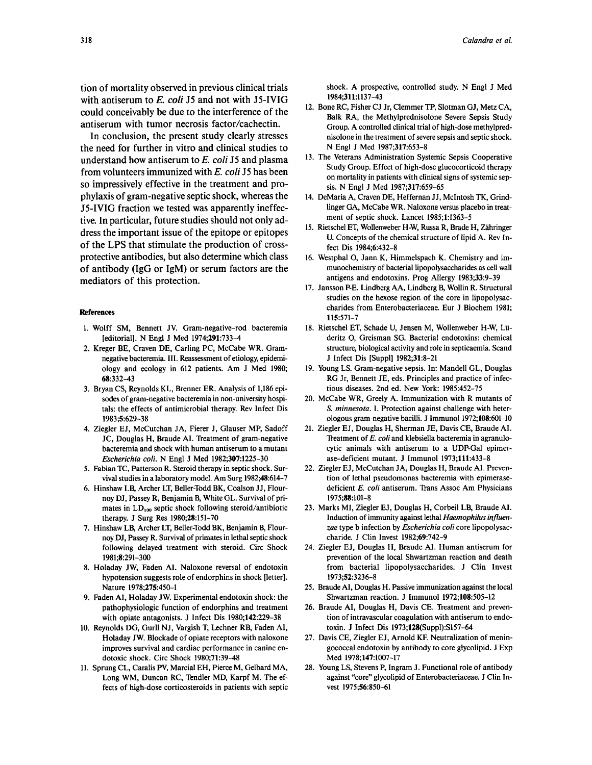tion of mortality observed in previous clinical trials with antiserum to *E. coli* J5 and not with J5-IVIG could conceivably be due to the interference of the antiserum with tumor necrosis factor/cachectin.

In conclusion, the present study clearly stresses the need for further in vitro and clinical studies to understand how antiserum to *E. coli* J5 and plasma from volunteers immunized with *E. coli* J5 has been so impressively effective in the treatment and prophylaxis of gram-negative septic shock, whereas the J5-IVIG fraction we tested was apparently ineffective. In particular, future studies should not only address the important issue of the epitope or epitopes of the LPS that stimulate the production of cross-protective antibodies, but also determine which class of antibody (IgG or IgM) or serum factors are the mediators of this protection.

#### References

1. Wolff SM, Bennett JV. Gram-negative–rod bacteremia [editorial]. N Engl J Med 1974;**291**:733–4
2. Kreger BE, Craven DE, Carling PC, McCabe WR. Gram-negative bacteremia. III. Reassessment of etiology, epidemiology and ecology in 612 patients. Am J Med 1980; **68**:332–43
3. Bryan CS, Reynolds KL, Brenner ER. Analysis of 1,186 episodes of gram-negative bacteremia in non-university hospitals: the effects of antimicrobial therapy. Rev Infect Dis 1983;**5**:629–38
4. Ziegler EJ, McCutchan JA, Fierer J, Glauser MP, Sadoff JC, Douglas H, Braude AI. Treatment of gram-negative bacteremia and shock with human antiserum to a mutant *Escherichia coli*. N Engl J Med 1982;**307**:1225–30
5. Fabian TC, Patterson R. Steroid therapy in septic shock. Survival studies in a laboratory model. Am Surg 1982;**48**:614–7
6. Hinshaw LB, Archer LT, Beller-Todd BK, Coalson JJ, Flournoy DJ, Passey R, Benjamin B, White GL. Survival of primates in $LD_{100}$ septic shock following steroid/antibiotic therapy. J Surg Res 1980;**28**:151–70
7. Hinshaw LB, Archer LT, Beller-Todd BK, Benjamin B, Flournoy DJ, Passey R. Survival of primates in lethal septic shock following delayed treatment with steroid. Circ Shock 1981;**8**:291–300
8. Holaday JW, Faden AI. Naloxone reversal of endotoxin hypotension suggests role of endorphins in shock [letter]. Nature 1978;**275**:450–1
9. Faden AI, Holaday JW. Experimental endotoxin shock: the pathophysiologic function of endorphins and treatment with opiate antagonists. J Infect Dis 1980;**142**:229–38
10. Reynolds DG, Gurll NJ, Vargish T, Lechner RB, Faden AI, Holaday JW. Blockade of opiate receptors with naloxone improves survival and cardiac performance in canine endotoxic shock. Circ Shock 1980;**71**:39–48
11. Sprung CL, Caralis PV, Marcial EH, Pierce M, Gelbard MA, Long WM, Duncan RC, Tendler MD, Karpf M. The effects of high-dose corticosteroids in patients with septic shock. A prospective, controlled study. N Engl J Med 1984;**311**:1137–43
12. Bone RC, Fisher CJ Jr, Clemmer TP, Slotman GJ, Metz CA, Balk RA, the Methylprednisolone Severe Sepsis Study Group. A controlled clinical trial of high-dose methylprednisolone in the treatment of severe sepsis and septic shock. N Engl J Med 1987;**317**:653–8
13. The Veterans Administration Systemic Sepsis Cooperative Study Group. Effect of high-dose glucocorticoid therapy on mortality in patients with clinical signs of systemic sepsis. N Engl J Med 1987;**317**:659–65
14. DeMaria A, Craven DE, Heffernan JJ, McIntosh TK, Grindlinger GA, McCabe WR. Naloxone versus placebo in treatment of septic shock. Lancet 1985;**1**:1363–5
15. Rietschel ET, Wollenweber H-W, Russa R, Brade H, Zähringer U. Concepts of the chemical structure of lipid A. Rev Infect Dis 1984;**6**:432–8
16. Westphal O, Jann K, Himmelspach K. Chemistry and immunochemistry of bacterial lipopolysaccharides as cell wall antigens and endotoxins. Prog Allergy 1983;**33**:9–39
17. Jansson P-E, Lindberg AA, Lindberg B, Wollin R. Structural studies on the hexose region of the core in lipopolysaccharides from Enterobacteriaceae. Eur J Biochem 1981; **115**:571–7
18. Rietschel ET, Schade U, Jensen M, Wollenweber H-W, Lüderitz O, Greisman SG. Bacterial endotoxins: chemical structure, biological activity and role in septicaemia. Scand J Infect Dis [Suppl] 1982;**31**:8–21
19. Young LS. Gram-negative sepsis. In: Mandell GL, Douglas RG Jr, Bennett JE, eds. Principles and practice of infectious diseases. 2nd ed. New York: 1985:452–75
20. McCabe WR, Greely A. Immunization with R mutants of *S. minnesota*. I. Protection against challenge with heterologous gram-negative bacilli. J Immunol 1972;**108**:601–10
21. Ziegler EJ, Douglas H, Sherman JE, Davis CE, Braude AI. Treatment of *E. coli* and klebsiella bacteremia in agranulocytic animals with antiserum to a UDP-Gal epimerase–deficient mutant. J Immunol 1973;**111**:433–8
22. Ziegler EJ, McCutchan JA, Douglas H, Braude AI. Prevention of lethal pseudomonas bacteremia with epimerase-deficient *E. coli* antiserum. Trans Assoc Am Physicians 1975;**88**:101–8
23. Marks MI, Ziegler EJ, Douglas H, Corbeil LB, Braude AI. Induction of immunity against lethal *Haemophilus influenzae* type b infection by *Escherichia coli* core lipopolysaccharide. J Clin Invest 1982;**69**:742–9
24. Ziegler EJ, Douglas H, Braude AI. Human antiserum for prevention of the local Shwartzman reaction and death from bacterial lipopolysaccharides. J Clin Invest 1973;**52**:3236–8
25. Braude AI, Douglas H. Passive immunization against the local Shwartzman reaction. J Immunol 1972;**108**:505–12
26. Braude AI, Douglas H, Davis CE. Treatment and prevention of intravascular coagulation with antiserum to endotoxin. J Infect Dis 1973;**128**(Suppl):S157–64
27. Davis CE, Ziegler EJ, Arnold KF. Neutralization of meningococcal endotoxin by antibody to core glycolipid. J Exp Med 1978;**147**:1007–17
28. Young LS, Stevens P, Ingram J. Functional role of antibody against "core" glycolipid of Enterobacteriaceae. J Clin Invest 1975;**56**:850–61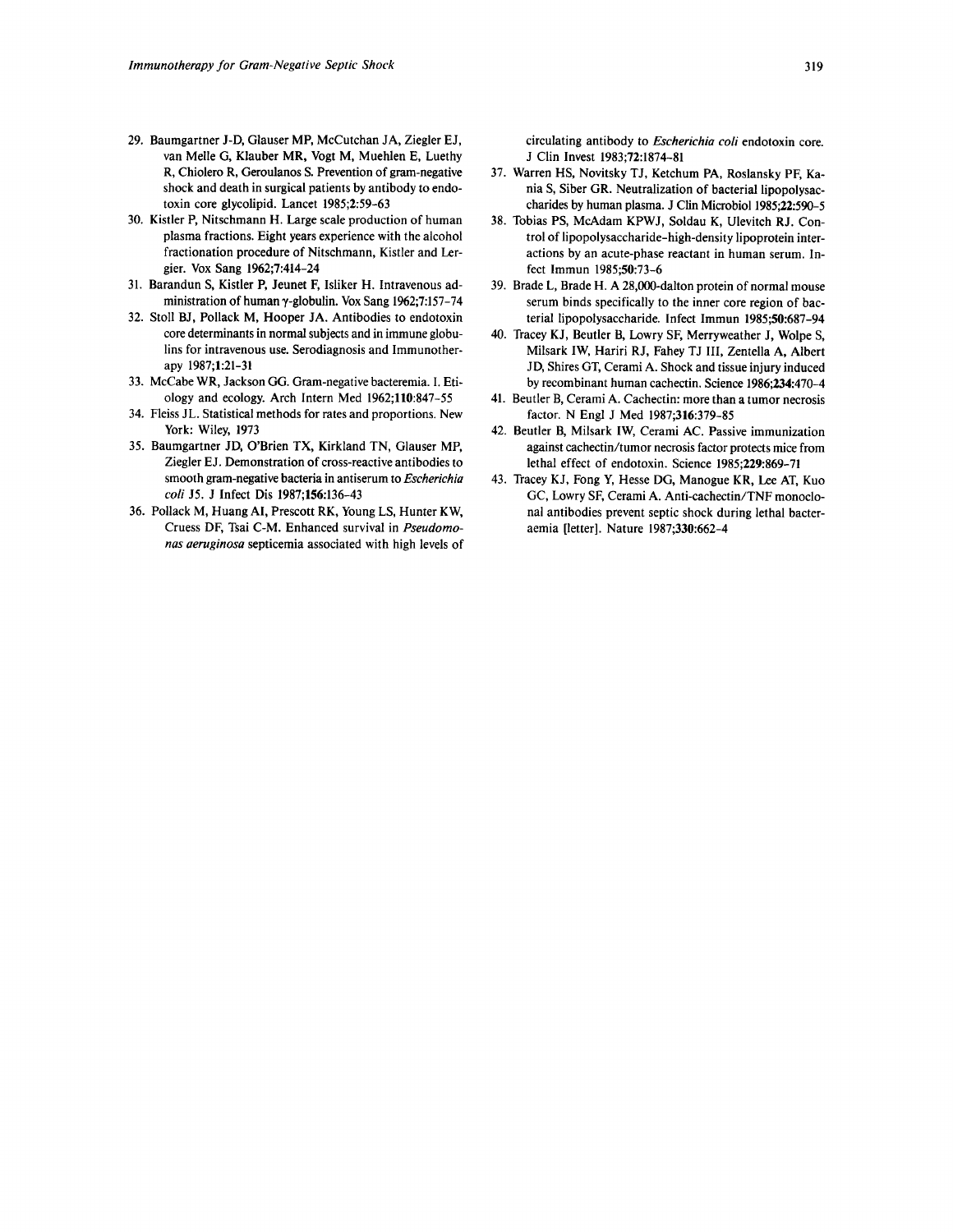29. Baumgartner J-D, Glauser MP, McCutchan JA, Ziegler EJ, van Melle G, Klauber MR, Vogt M, Muehlen E, Luethy R, Chiolero R, Geroulanos S. Prevention of gram-negative shock and death in surgical patients by antibody to endotoxin core glycolipid. Lancet 1985;2:59–63
30. Kistler P, Nitschmann H. Large scale production of human plasma fractions. Eight years experience with the alcohol fractionation procedure of Nitschmann, Kistler and Lergier. Vox Sang 1962;7:414–24
31. Barandun S, Kistler P, Jeunet F, Isliker H. Intravenous administration of human γ-globulin. Vox Sang 1962;7:157–74
32. Stoll BJ, Pollack M, Hooper JA. Antibodies to endotoxin core determinants in normal subjects and in immune globulins for intravenous use. Serodiagnosis and Immunotherapy 1987;**1**:21–31
33. McCabe WR, Jackson GG. Gram-negative bacteremia. I. Etiology and ecology. Arch Intern Med 1962;**110**:847–55
34. Fleiss JL. Statistical methods for rates and proportions. New York: Wiley, 1973
35. Baumgartner JD, O'Brien TX, Kirkland TN, Glauser MP, Ziegler EJ. Demonstration of cross-reactive antibodies to smooth gram-negative bacteria in antiserum to *Escherichia coli* J5. J Infect Dis 1987;**156**:136–43
36. Pollack M, Huang AI, Prescott RK, Young LS, Hunter KW, Cruess DF, Tsai C-M. Enhanced survival in *Pseudomonas aeruginosa* septicemia associated with high levels of circulating antibody to *Escherichia coli* endotoxin core. J Clin Invest 1983;**72**:1874–81
37. Warren HS, Novitsky TJ, Ketchum PA, Roslansky PF, Kania S, Siber GR. Neutralization of bacterial lipopolysaccharides by human plasma. J Clin Microbiol 1985;**22**:590–5
38. Tobias PS, McAdam KPWJ, Soldau K, Ulevitch RJ. Control of lipopolysaccharide-high-density lipoprotein interactions by an acute-phase reactant in human serum. Infect Immun 1985;**50**:73–6
39. Brade L, Brade H. A 28,000-dalton protein of normal mouse serum binds specifically to the inner core region of bacterial lipopolysaccharide. Infect Immun 1985;**50**:687–94
40. Tracey KJ, Beutler B, Lowry SF, Merryweather J, Wolpe S, Milsark IW, Hariri RJ, Fahey TJ III, Zentella A, Albert JD, Shires GT, Cerami A. Shock and tissue injury induced by recombinant human cachectin. Science 1986;**234**:470–4
41. Beutler B, Cerami A. Cachectin: more than a tumor necrosis factor. N Engl J Med 1987;**316**:379–85
42. Beutler B, Milsark IW, Cerami AC. Passive immunization against cachectin/tumor necrosis factor protects mice from lethal effect of endotoxin. Science 1985;**229**:869–71
43. Tracey KJ, Fong Y, Hesse DG, Manogue KR, Lee AT, Kuo GC, Lowry SF, Cerami A. Anti-cachectin/TNF monoclonal antibodies prevent septic shock during lethal bacteraemia [letter]. Nature 1987;**330**:662–4